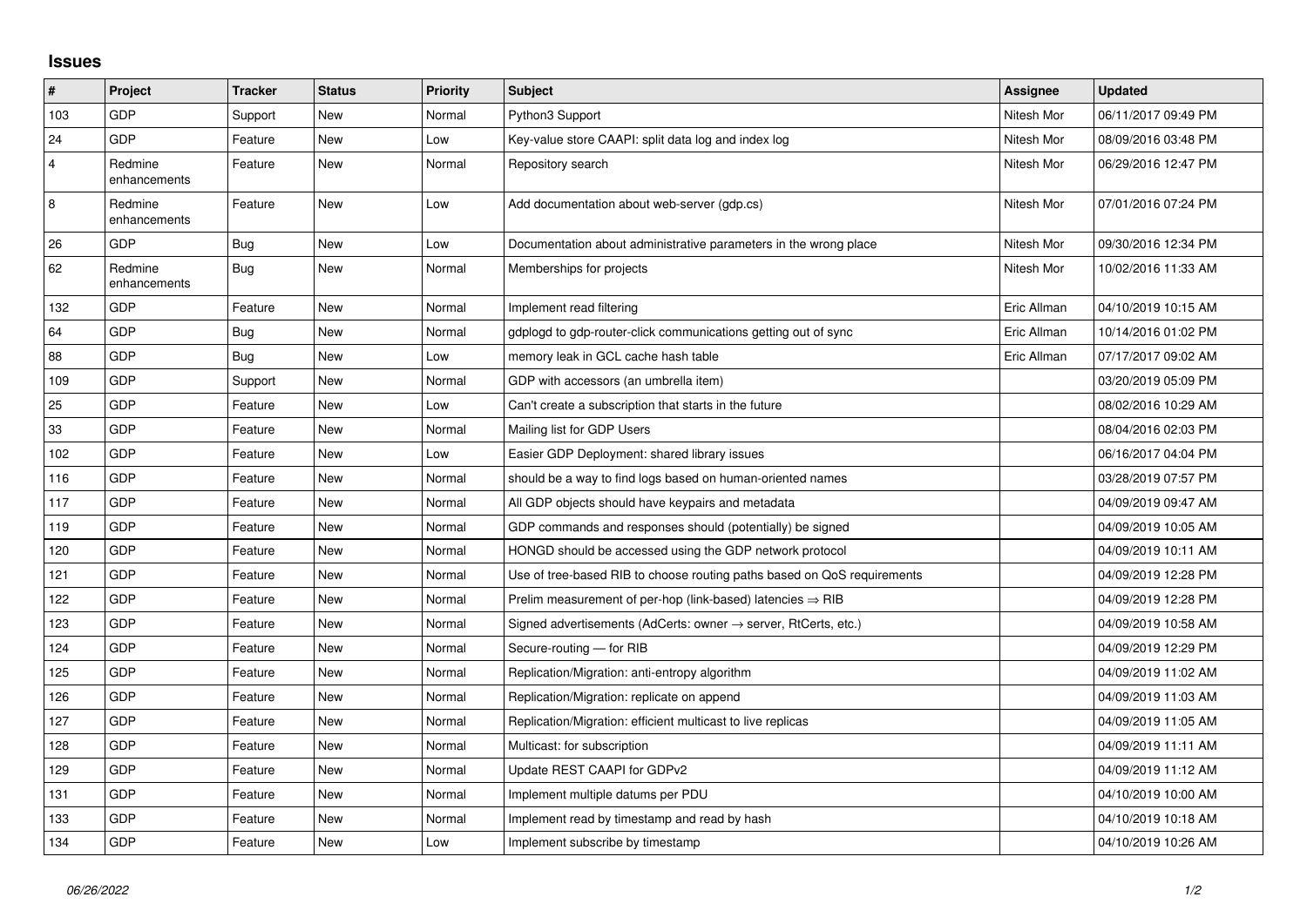## Issues

| # | Project | Tracker | Status | Priority | Subject | Assignee | Updated |
|---|---|---|---|---|---|---|---|
| 103 | GDP | Support | New | Normal | Python3 Support | Nitesh Mor | 06/11/2017 09:49 PM |
| 24 | GDP | Feature | New | Low | Key-value store CAAPI: split data log and index log | Nitesh Mor | 08/09/2016 03:48 PM |
| 4 | Redmine enhancements | Feature | New | Normal | Repository search | Nitesh Mor | 06/29/2016 12:47 PM |
| 8 | Redmine enhancements | Feature | New | Low | Add documentation about web-server (gdp.cs) | Nitesh Mor | 07/01/2016 07:24 PM |
| 26 | GDP | Bug | New | Low | Documentation about administrative parameters in the wrong place | Nitesh Mor | 09/30/2016 12:34 PM |
| 62 | Redmine enhancements | Bug | New | Normal | Memberships for projects | Nitesh Mor | 10/02/2016 11:33 AM |
| 132 | GDP | Feature | New | Normal | Implement read filtering | Eric Allman | 04/10/2019 10:15 AM |
| 64 | GDP | Bug | New | Normal | gdplogd to gdp-router-click communications getting out of sync | Eric Allman | 10/14/2016 01:02 PM |
| 88 | GDP | Bug | New | Low | memory leak in GCL cache hash table | Eric Allman | 07/17/2017 09:02 AM |
| 109 | GDP | Support | New | Normal | GDP with accessors (an umbrella item) | | 03/20/2019 05:09 PM |
| 25 | GDP | Feature | New | Low | Can't create a subscription that starts in the future | | 08/02/2016 10:29 AM |
| 33 | GDP | Feature | New | Normal | Mailing list for GDP Users | | 08/04/2016 02:03 PM |
| 102 | GDP | Feature | New | Low | Easier GDP Deployment: shared library issues | | 06/16/2017 04:04 PM |
| 116 | GDP | Feature | New | Normal | should be a way to find logs based on human-oriented names | | 03/28/2019 07:57 PM |
| 117 | GDP | Feature | New | Normal | All GDP objects should have keypairs and metadata | | 04/09/2019 09:47 AM |
| 119 | GDP | Feature | New | Normal | GDP commands and responses should (potentially) be signed | | 04/09/2019 10:05 AM |
| 120 | GDP | Feature | New | Normal | HONGD should be accessed using the GDP network protocol | | 04/09/2019 10:11 AM |
| 121 | GDP | Feature | New | Normal | Use of tree-based RIB to choose routing paths based on QoS requirements | | 04/09/2019 12:28 PM |
| 122 | GDP | Feature | New | Normal | Prelim measurement of per-hop (link-based) latencies ⇒ RIB | | 04/09/2019 12:28 PM |
| 123 | GDP | Feature | New | Normal | Signed advertisements (AdCerts: owner → server, RtCerts, etc.) | | 04/09/2019 10:58 AM |
| 124 | GDP | Feature | New | Normal | Secure-routing — for RIB | | 04/09/2019 12:29 PM |
| 125 | GDP | Feature | New | Normal | Replication/Migration: anti-entropy algorithm | | 04/09/2019 11:02 AM |
| 126 | GDP | Feature | New | Normal | Replication/Migration: replicate on append | | 04/09/2019 11:03 AM |
| 127 | GDP | Feature | New | Normal | Replication/Migration: efficient multicast to live replicas | | 04/09/2019 11:05 AM |
| 128 | GDP | Feature | New | Normal | Multicast: for subscription | | 04/09/2019 11:11 AM |
| 129 | GDP | Feature | New | Normal | Update REST CAAPI for GDPv2 | | 04/09/2019 11:12 AM |
| 131 | GDP | Feature | New | Normal | Implement multiple datums per PDU | | 04/10/2019 10:00 AM |
| 133 | GDP | Feature | New | Normal | Implement read by timestamp and read by hash | | 04/10/2019 10:18 AM |
| 134 | GDP | Feature | New | Low | Implement subscribe by timestamp | | 04/10/2019 10:26 AM |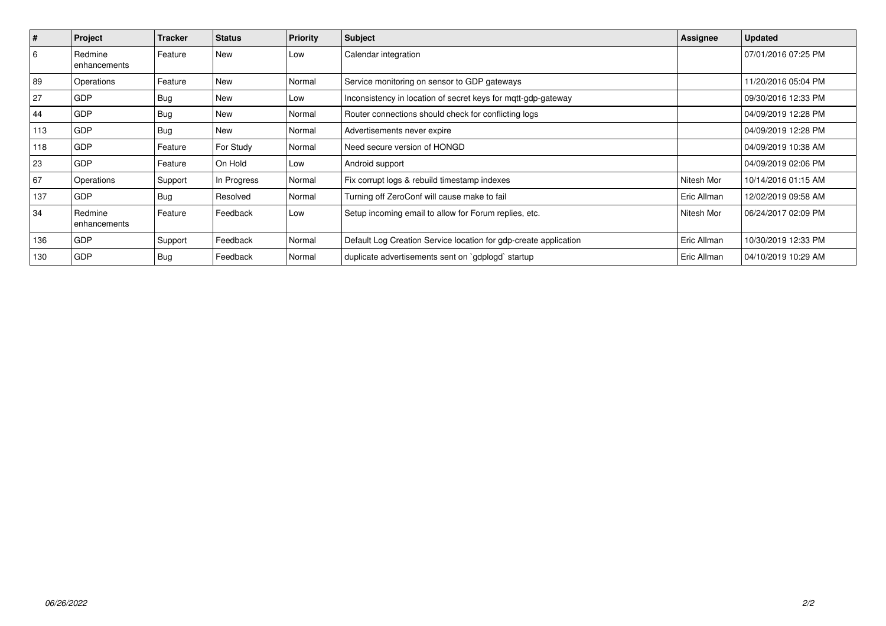| # | Project | Tracker | Status | Priority | Subject | Assignee | Updated |
|---|---|---|---|---|---|---|---|
| 6 | Redmine enhancements | Feature | New | Low | Calendar integration | | 07/01/2016 07:25 PM |
| 89 | Operations | Feature | New | Normal | Service monitoring on sensor to GDP gateways | | 11/20/2016 05:04 PM |
| 27 | GDP | Bug | New | Low | Inconsistency in location of secret keys for mqtt-gdp-gateway | | 09/30/2016 12:33 PM |
| 44 | GDP | Bug | New | Normal | Router connections should check for conflicting logs | | 04/09/2019 12:28 PM |
| 113 | GDP | Bug | New | Normal | Advertisements never expire | | 04/09/2019 12:28 PM |
| 118 | GDP | Feature | For Study | Normal | Need secure version of HONGD | | 04/09/2019 10:38 AM |
| 23 | GDP | Feature | On Hold | Low | Android support | | 04/09/2019 02:06 PM |
| 67 | Operations | Support | In Progress | Normal | Fix corrupt logs & rebuild timestamp indexes | Nitesh Mor | 10/14/2016 01:15 AM |
| 137 | GDP | Bug | Resolved | Normal | Turning off ZeroConf will cause make to fail | Eric Allman | 12/02/2019 09:58 AM |
| 34 | Redmine enhancements | Feature | Feedback | Low | Setup incoming email to allow for Forum replies, etc. | Nitesh Mor | 06/24/2017 02:09 PM |
| 136 | GDP | Support | Feedback | Normal | Default Log Creation Service location for gdp-create application | Eric Allman | 10/30/2019 12:33 PM |
| 130 | GDP | Bug | Feedback | Normal | duplicate advertisements sent on `gdplogd` startup | Eric Allman | 04/10/2019 10:29 AM |